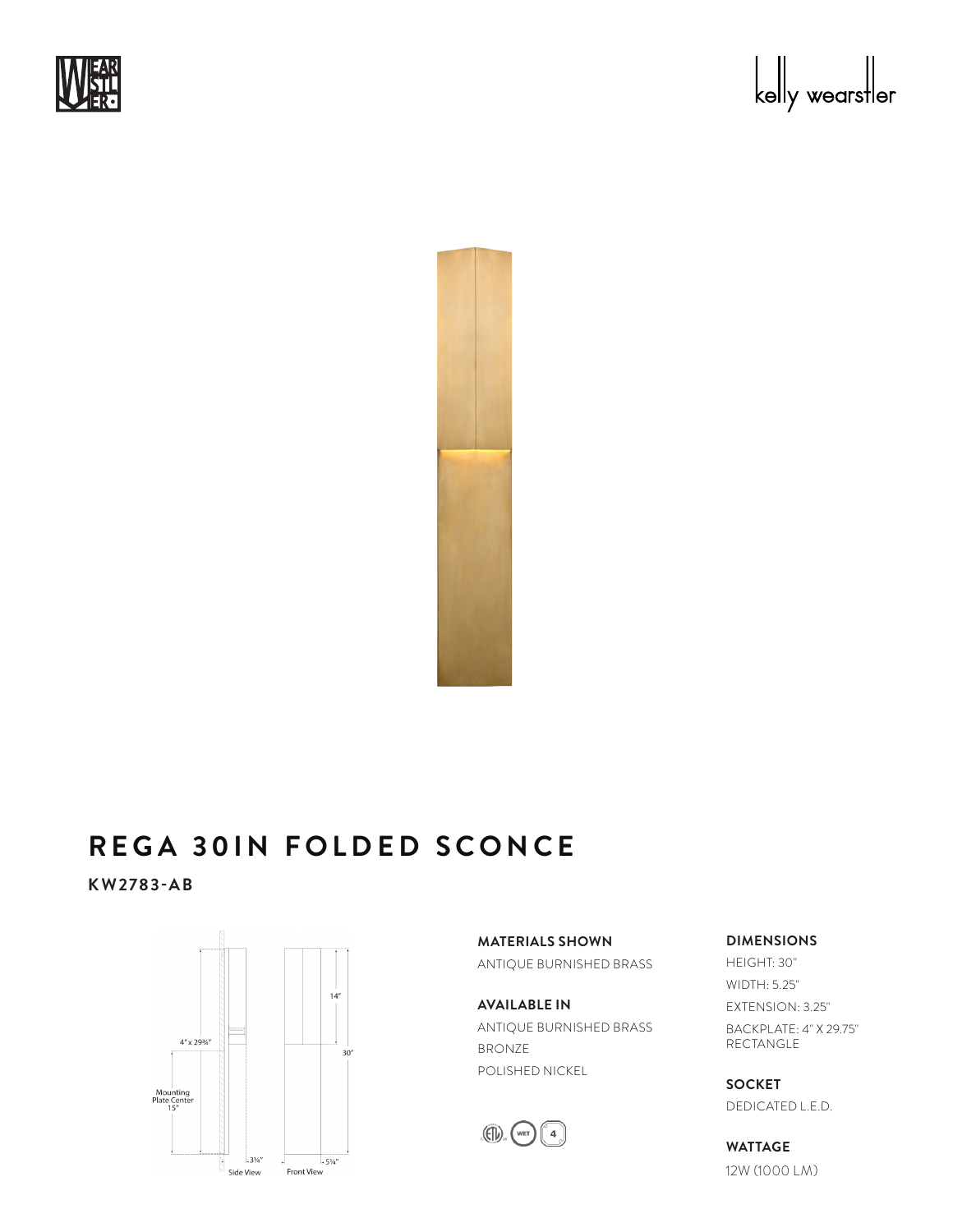# REGA 30IN FOLDED SCONCE

**KW2783-AB**

4" x 29¾"

Mounting Plate Center 15"

14"

30"

3¼"

5¼"

Side View

Front View

**MATERIALS SHOWN**

ANTIQUE BURNISHED BRASS

**AVAILABLE IN**

ANTIQUE BURNISHED BRASS

BRONZE

POLISHED NICKEL

**DIMENSIONS**

HEIGHT: 30"

WIDTH: 5.25"

EXTENSION: 3.25"

BACKPLATE: 4" X 29.75" RECTANGLE

**SOCKET**

DEDICATED L.E.D.

**WATTAGE**

12W (1000 LM)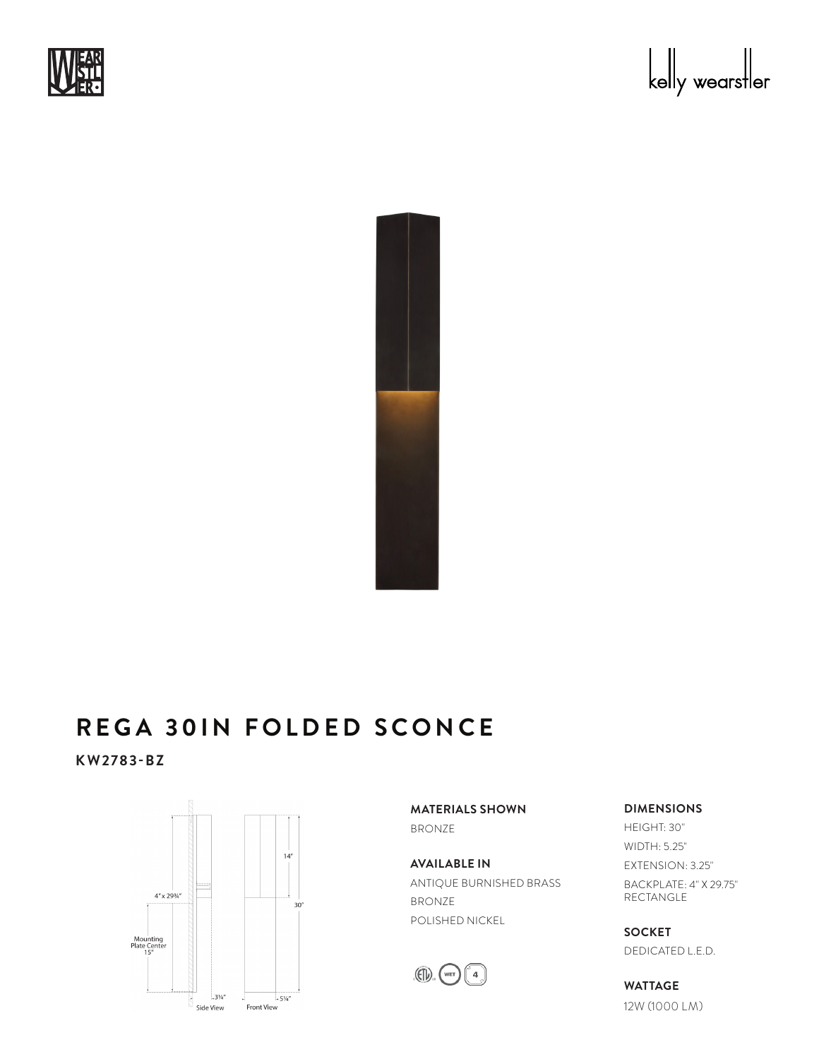# REGA 30IN FOLDED SCONCE

**KW2783-BZ**

**MATERIALS SHOWN**

BRONZE

**AVAILABLE IN**

ANTIQUE BURNISHED BRASS
BRONZE
POLISHED NICKEL

**DIMENSIONS**

HEIGHT: 30"
WIDTH: 5.25"
EXTENSION: 3.25"
BACKPLATE: 4" X 29.75" RECTANGLE

**SOCKET**

DEDICATED L.E.D.

**WATTAGE**

12W (1000 LM)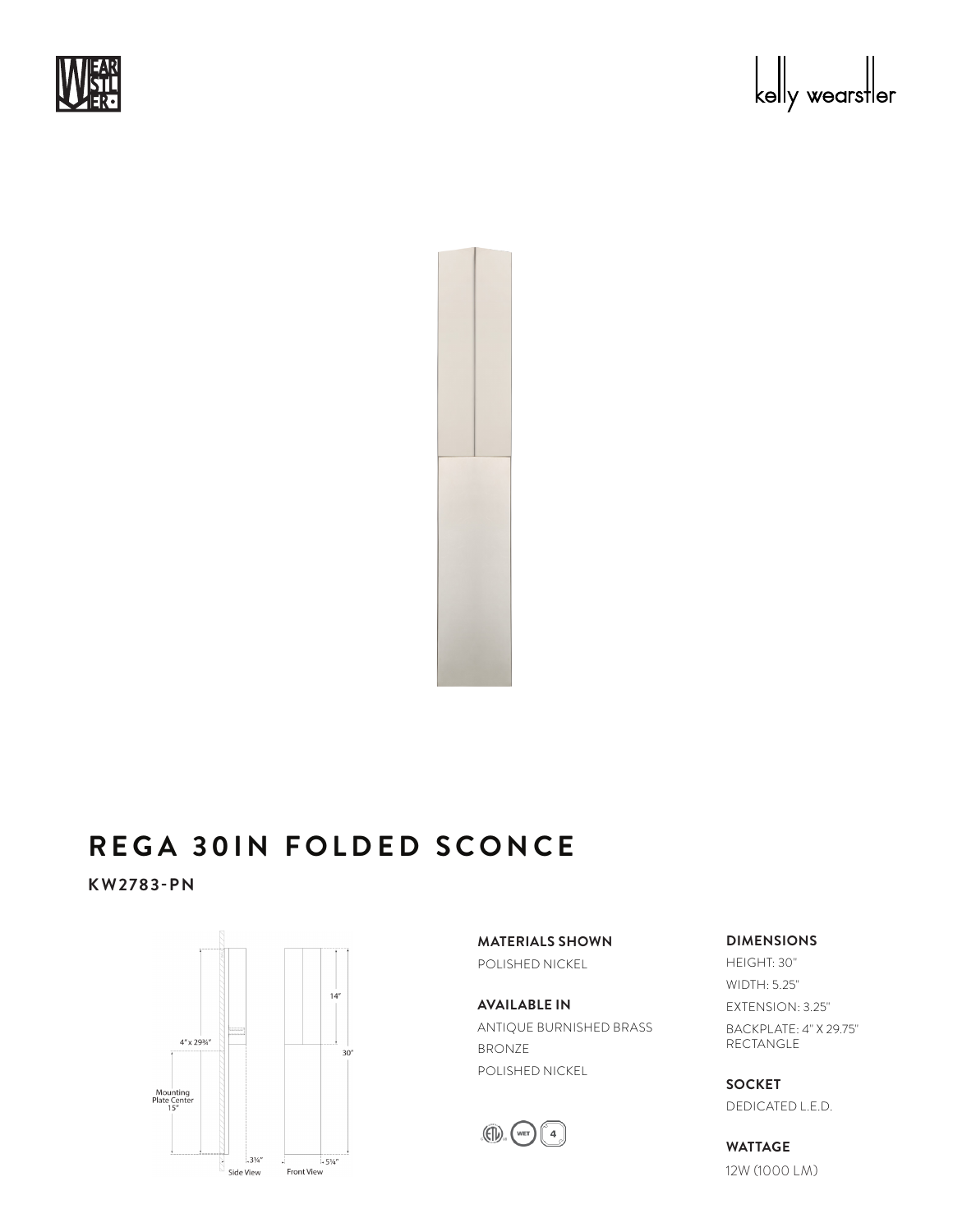# REGA 30IN FOLDED SCONCE

**KW2783-PN**

4" x 29¾"

Mounting Plate Center 15"

14"

30"

3¼"

5¼"

Side View

Front View

**MATERIALS SHOWN**

POLISHED NICKEL

**AVAILABLE IN**

ANTIQUE BURNISHED BRASS

BRONZE

POLISHED NICKEL

**DIMENSIONS**

HEIGHT: 30"

WIDTH: 5.25"

EXTENSION: 3.25"

BACKPLATE: 4" X 29.75" RECTANGLE

**SOCKET**

DEDICATED L.E.D.

**WATTAGE**

12W (1000 LM)